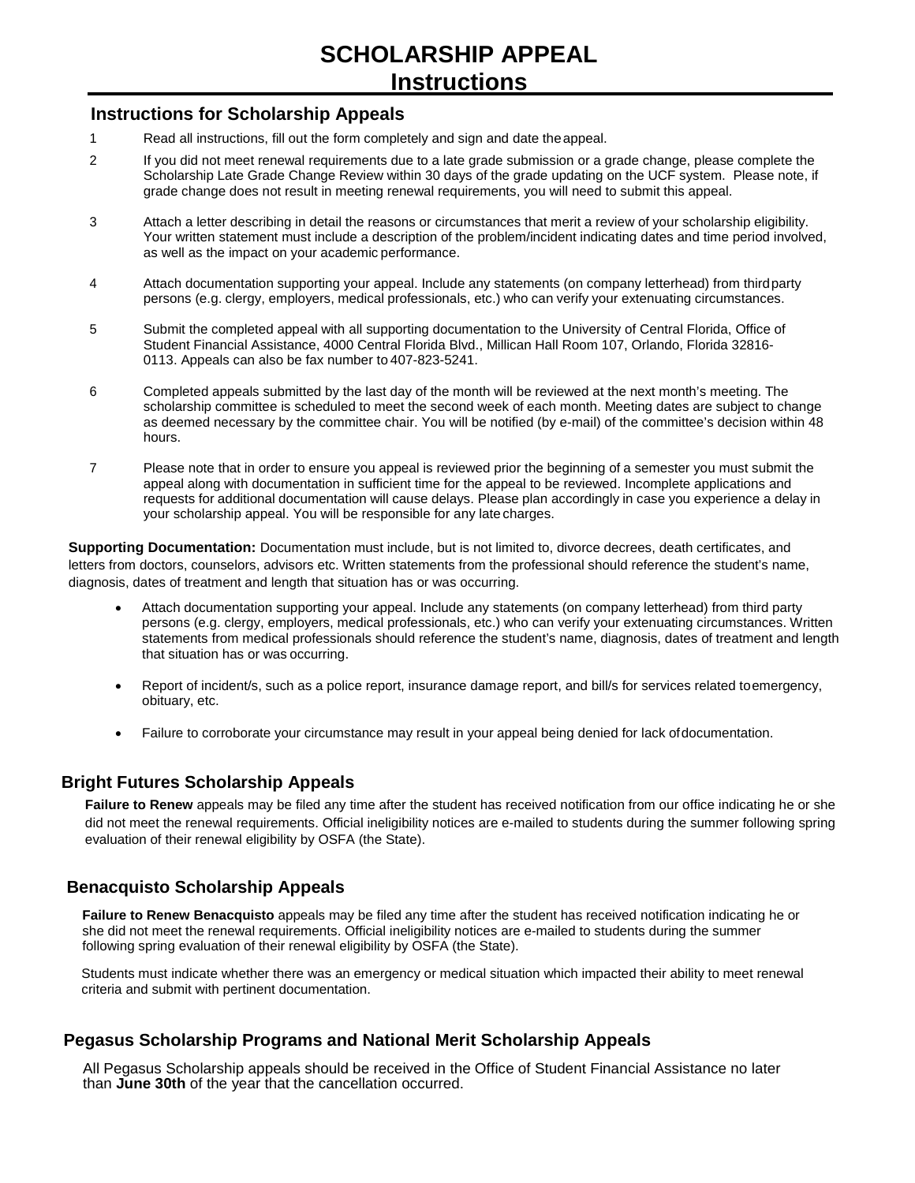# SCHOLARSHIP APPEAL
# Instructions

## Instructions for Scholarship Appeals

1. Read all instructions, fill out the form completely and sign and date the appeal.
2. If you did not meet renewal requirements due to a late grade submission or a grade change, please complete the Scholarship Late Grade Change Review within 30 days of the grade updating on the UCF system. Please note, if grade change does not result in meeting renewal requirements, you will need to submit this appeal.
3. Attach a letter describing in detail the reasons or circumstances that merit a review of your scholarship eligibility. Your written statement must include a description of the problem/incident indicating dates and time period involved, as well as the impact on your academic performance.
4. Attach documentation supporting your appeal. Include any statements (on company letterhead) from third party persons (e.g. clergy, employers, medical professionals, etc.) who can verify your extenuating circumstances.
5. Submit the completed appeal with all supporting documentation to the University of Central Florida, Office of Student Financial Assistance, 4000 Central Florida Blvd., Millican Hall Room 107, Orlando, Florida 32816-0113. Appeals can also be fax number to 407-823-5241.
6. Completed appeals submitted by the last day of the month will be reviewed at the next month's meeting. The scholarship committee is scheduled to meet the second week of each month. Meeting dates are subject to change as deemed necessary by the committee chair. You will be notified (by e-mail) of the committee's decision within 48 hours.
7. Please note that in order to ensure you appeal is reviewed prior the beginning of a semester you must submit the appeal along with documentation in sufficient time for the appeal to be reviewed. Incomplete applications and requests for additional documentation will cause delays. Please plan accordingly in case you experience a delay in your scholarship appeal. You will be responsible for any late charges.

**Supporting Documentation:** Documentation must include, but is not limited to, divorce decrees, death certificates, and letters from doctors, counselors, advisors etc. Written statements from the professional should reference the student's name, diagnosis, dates of treatment and length that situation has or was occurring.

- Attach documentation supporting your appeal. Include any statements (on company letterhead) from third party persons (e.g. clergy, employers, medical professionals, etc.) who can verify your extenuating circumstances. Written statements from medical professionals should reference the student's name, diagnosis, dates of treatment and length that situation has or was occurring.
- Report of incident/s, such as a police report, insurance damage report, and bill/s for services related to emergency, obituary, etc.
- Failure to corroborate your circumstance may result in your appeal being denied for lack of documentation.

## Bright Futures Scholarship Appeals

**Failure to Renew** appeals may be filed any time after the student has received notification from our office indicating he or she did not meet the renewal requirements. Official ineligibility notices are e-mailed to students during the summer following spring evaluation of their renewal eligibility by OSFA (the State).

## Benacquisto Scholarship Appeals

**Failure to Renew Benacquisto** appeals may be filed any time after the student has received notification indicating he or she did not meet the renewal requirements. Official ineligibility notices are e-mailed to students during the summer following spring evaluation of their renewal eligibility by OSFA (the State).

Students must indicate whether there was an emergency or medical situation which impacted their ability to meet renewal criteria and submit with pertinent documentation.

## Pegasus Scholarship Programs and National Merit Scholarship Appeals

All Pegasus Scholarship appeals should be received in the Office of Student Financial Assistance no later than **June 30th** of the year that the cancellation occurred.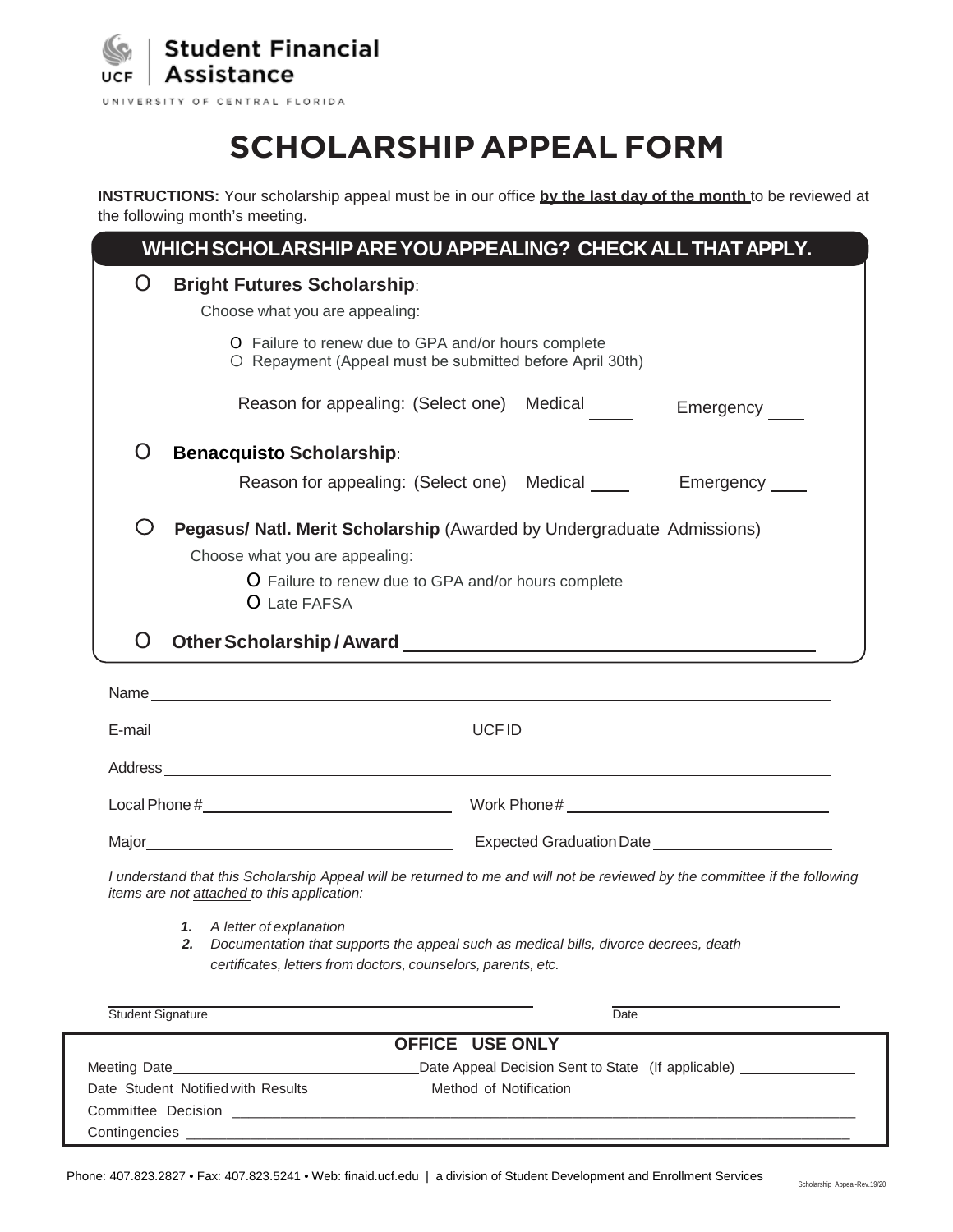Student Financial Assistance
UNIVERSITY OF CENTRAL FLORIDA

# SCHOLARSHIP APPEAL FORM

**INSTRUCTIONS:** Your scholarship appeal must be in our office **by the last day of the month** to be reviewed at the following month's meeting.

## WHICH SCHOLARSHIP ARE YOU APPEALING? CHECK ALL THAT APPLY.

O **Bright Futures Scholarship**:

Choose what you are appealing:

- O Failure to renew due to GPA and/or hours complete
- O Repayment (Appeal must be submitted before April 30th)

Reason for appealing: (Select one) Medical ____ Emergency ____

O **Benacquisto Scholarship**:

Reason for appealing: (Select one) Medical ____ Emergency ____

O **Pegasus/ Natl. Merit Scholarship** (Awarded by Undergraduate Admissions)

Choose what you are appealing:

- O Failure to renew due to GPA and/or hours complete
- O Late FAFSA

O **Other Scholarship / Award** ____________________

Name ____________________

E-mail ____________________ UCF ID ____________________

Address ____________________

Local Phone # ____________________ Work Phone # ____________________

Major ____________________ Expected Graduation Date ____________________

*I understand that this Scholarship Appeal will be returned to me and will not be reviewed by the committee if the following items are not attached to this application:*

1. *A letter of explanation*
2. *Documentation that supports the appeal such as medical bills, divorce decrees, death certificates, letters from doctors, counselors, parents, etc.*

____________________ Student Signature ____________________ Date

**OFFICE USE ONLY**

Meeting Date ____________________ Date Appeal Decision Sent to State (If applicable) ____________________

Date Student Notified with Results ____________________ Method of Notification ____________________

Committee Decision ____________________

Contingencies ____________________

Phone: 407.823.2827 • Fax: 407.823.5241 • Web: finaid.ucf.edu | a division of Student Development and Enrollment Services

Scholarship_Appeal-Rev.19/20